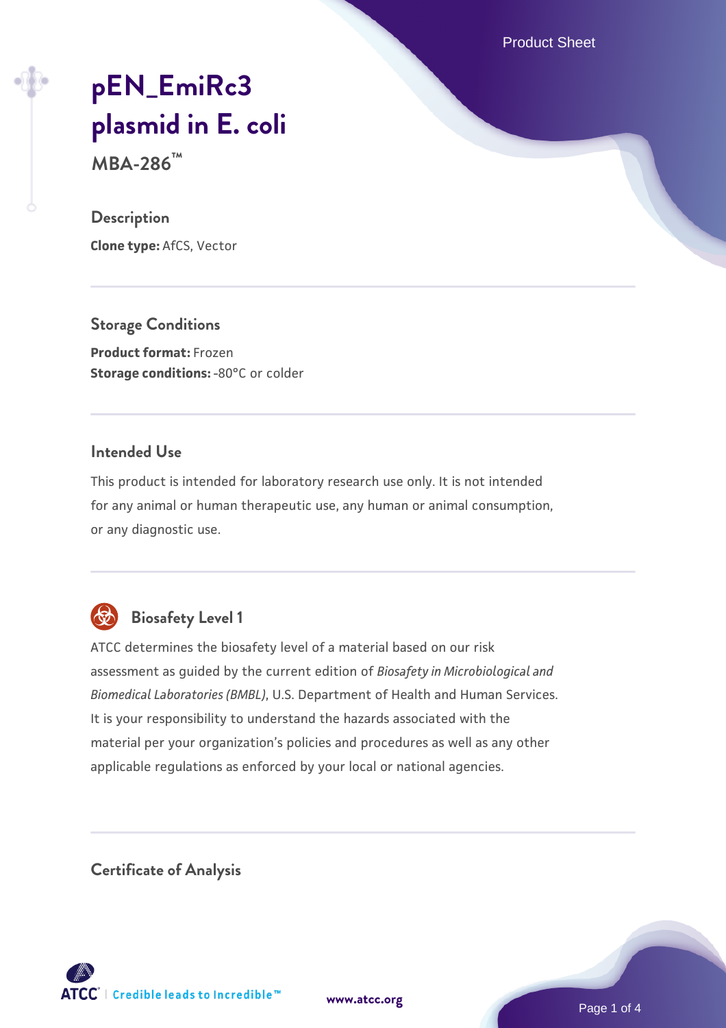# pEN_EmiRc3 plasmid in E. coli

**MBA-286™**

## Description

**Clone type:** AfCS, Vector

## Storage Conditions

**Product format:** Frozen
**Storage conditions:** -80°C or colder

## Intended Use

This product is intended for laboratory research use only. It is not intended for any animal or human therapeutic use, any human or animal consumption, or any diagnostic use.

## Biosafety Level 1

ATCC determines the biosafety level of a material based on our risk assessment as guided by the current edition of *Biosafety in Microbiological and Biomedical Laboratories (BMBL)*, U.S. Department of Health and Human Services. It is your responsibility to understand the hazards associated with the material per your organization's policies and procedures as well as any other applicable regulations as enforced by your local or national agencies.

## Certificate of Analysis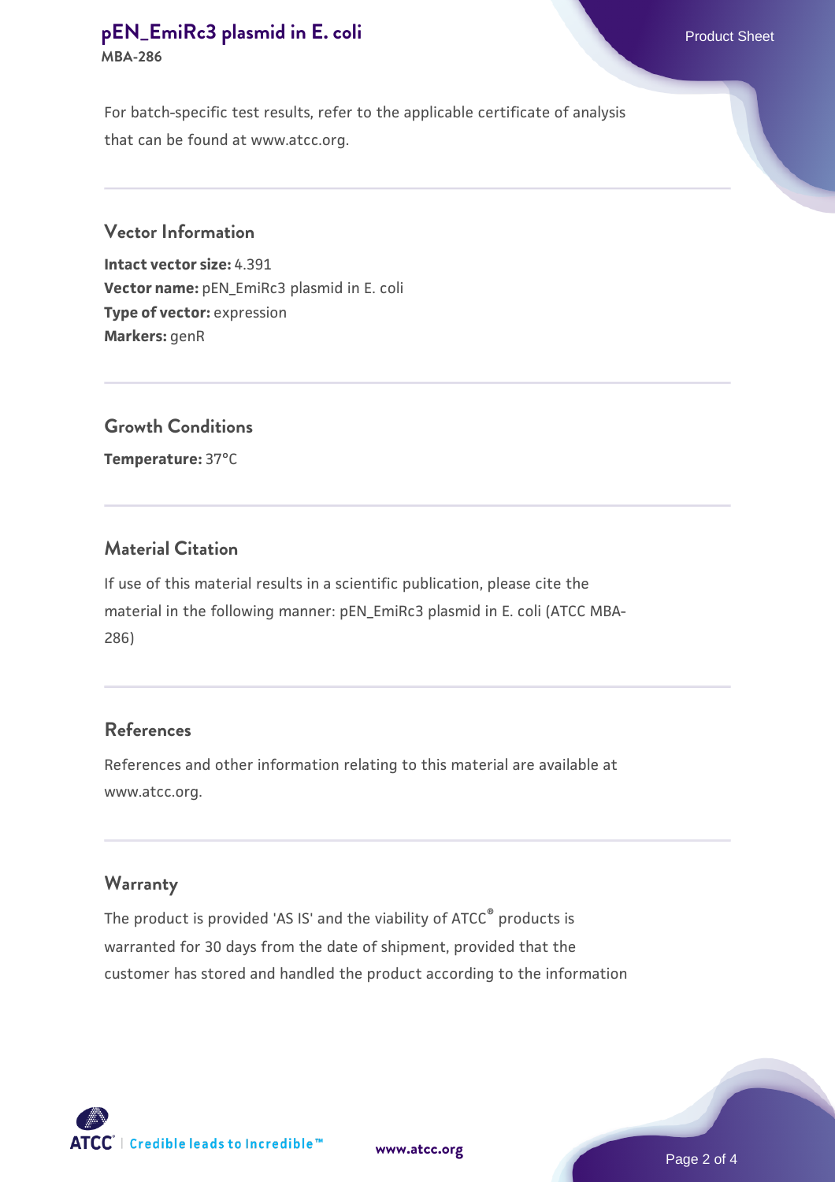For batch-specific test results, refer to the applicable certificate of analysis that can be found at www.atcc.org.

## Vector Information

**Intact vector size:** 4.391
**Vector name:** pEN_EmiRc3 plasmid in E. coli
**Type of vector:** expression
**Markers:** genR

## Growth Conditions

**Temperature:** 37°C

## Material Citation

If use of this material results in a scientific publication, please cite the material in the following manner: pEN_EmiRc3 plasmid in E. coli (ATCC MBA-286)

## References

References and other information relating to this material are available at www.atcc.org.

## Warranty

The product is provided 'AS IS' and the viability of ATCC® products is warranted for 30 days from the date of shipment, provided that the customer has stored and handled the product according to the information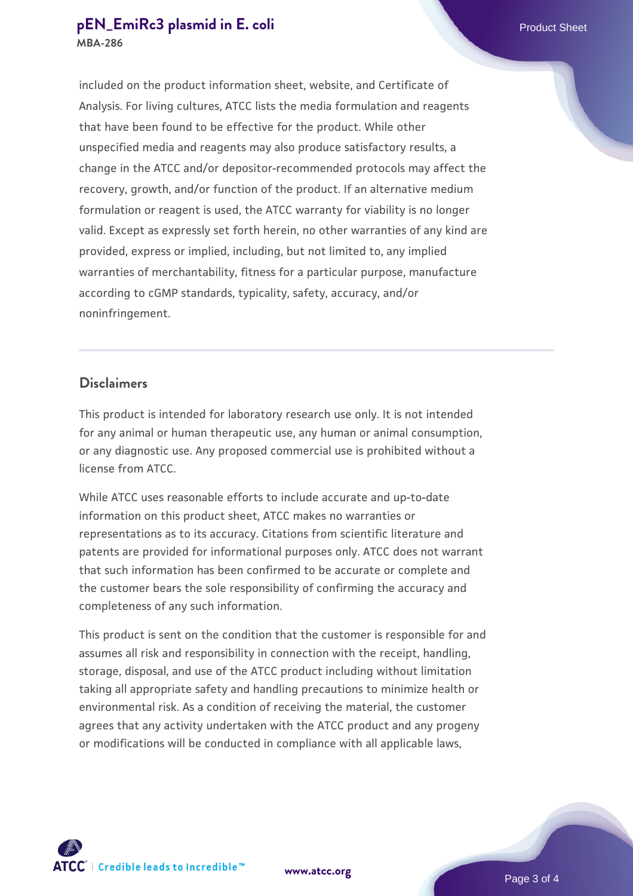included on the product information sheet, website, and Certificate of Analysis. For living cultures, ATCC lists the media formulation and reagents that have been found to be effective for the product. While other unspecified media and reagents may also produce satisfactory results, a change in the ATCC and/or depositor-recommended protocols may affect the recovery, growth, and/or function of the product. If an alternative medium formulation or reagent is used, the ATCC warranty for viability is no longer valid. Except as expressly set forth herein, no other warranties of any kind are provided, express or implied, including, but not limited to, any implied warranties of merchantability, fitness for a particular purpose, manufacture according to cGMP standards, typicality, safety, accuracy, and/or noninfringement.

## Disclaimers

This product is intended for laboratory research use only. It is not intended for any animal or human therapeutic use, any human or animal consumption, or any diagnostic use. Any proposed commercial use is prohibited without a license from ATCC.

While ATCC uses reasonable efforts to include accurate and up-to-date information on this product sheet, ATCC makes no warranties or representations as to its accuracy. Citations from scientific literature and patents are provided for informational purposes only. ATCC does not warrant that such information has been confirmed to be accurate or complete and the customer bears the sole responsibility of confirming the accuracy and completeness of any such information.

This product is sent on the condition that the customer is responsible for and assumes all risk and responsibility in connection with the receipt, handling, storage, disposal, and use of the ATCC product including without limitation taking all appropriate safety and handling precautions to minimize health or environmental risk. As a condition of receiving the material, the customer agrees that any activity undertaken with the ATCC product and any progeny or modifications will be conducted in compliance with all applicable laws,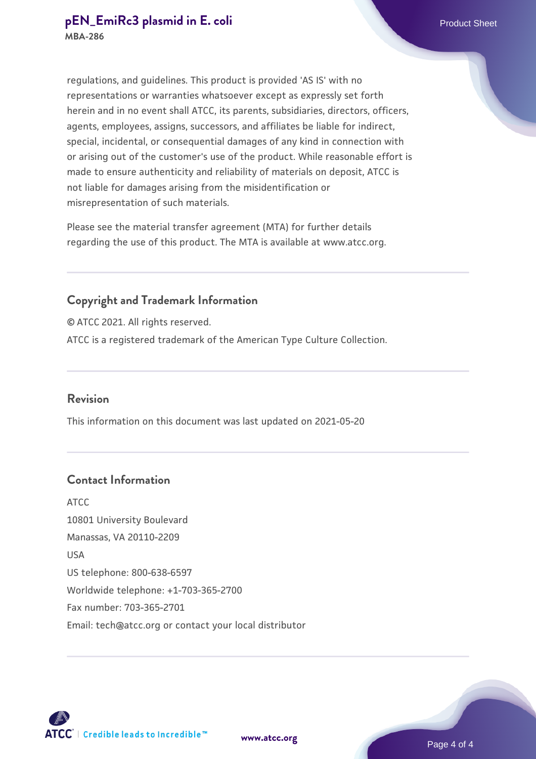regulations, and guidelines. This product is provided 'AS IS' with no representations or warranties whatsoever except as expressly set forth herein and in no event shall ATCC, its parents, subsidiaries, directors, officers, agents, employees, assigns, successors, and affiliates be liable for indirect, special, incidental, or consequential damages of any kind in connection with or arising out of the customer's use of the product. While reasonable effort is made to ensure authenticity and reliability of materials on deposit, ATCC is not liable for damages arising from the misidentification or misrepresentation of such materials.

Please see the material transfer agreement (MTA) for further details regarding the use of this product. The MTA is available at www.atcc.org.

## Copyright and Trademark Information

© ATCC 2021. All rights reserved.

ATCC is a registered trademark of the American Type Culture Collection.

## Revision

This information on this document was last updated on 2021-05-20

## Contact Information

ATCC
10801 University Boulevard
Manassas, VA 20110-2209
USA
US telephone: 800-638-6597
Worldwide telephone: +1-703-365-2700
Fax number: 703-365-2701
Email: tech@atcc.org or contact your local distributor